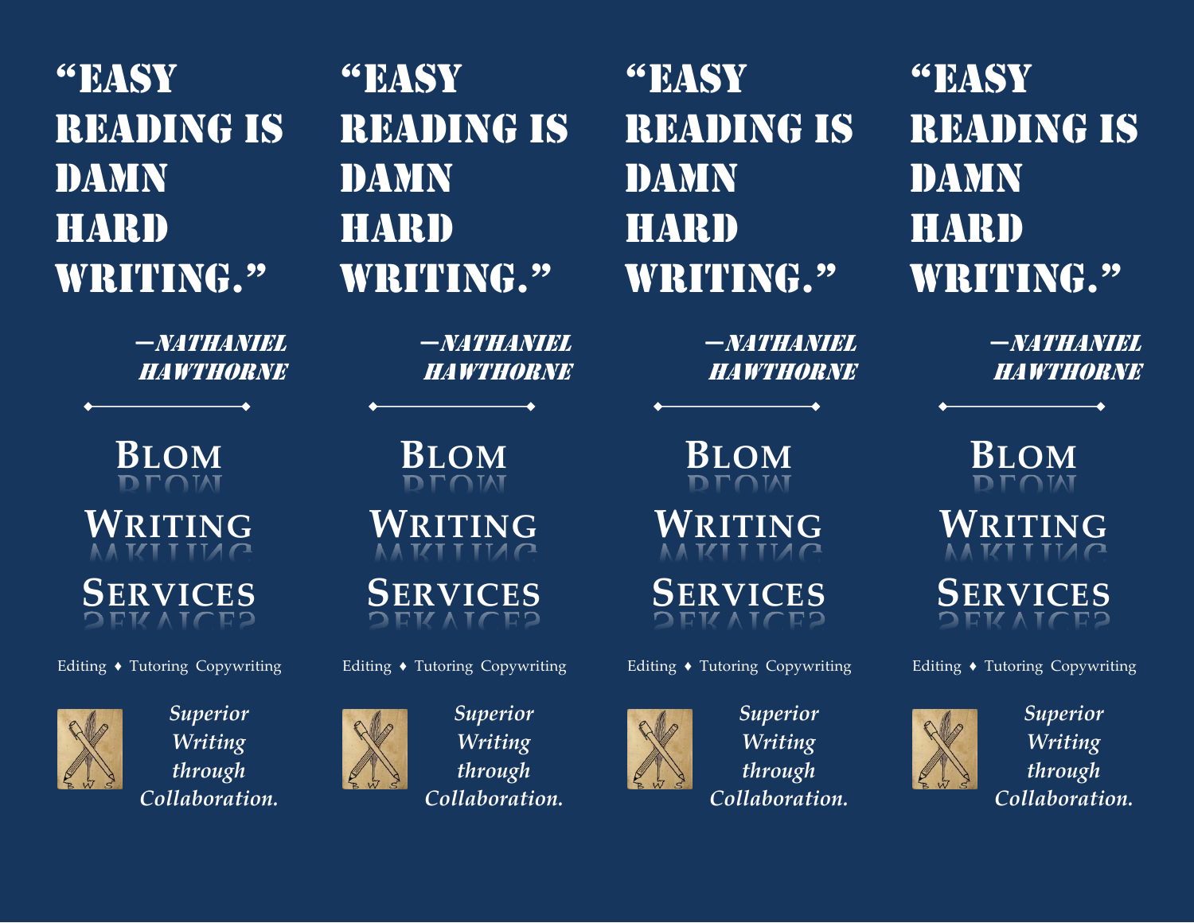"EASY READING IS DAMN HARD WRITING."

—NATHANIEL HAWTHORNE

# BLOM WRITING SERVICES

Editing ♦ Tutoring Copywriting

*Superior Writing through Collaboration.*

"EASY READING IS DAMN HARD WRITING."

—NATHANIEL HAWTHORNE

# BLOM WRITING SERVICES

Editing ♦ Tutoring Copywriting

*Superior Writing through Collaboration.*

"EASY READING IS DAMN HARD WRITING."

—NATHANIEL HAWTHORNE

# BLOM WRITING SERVICES

Editing ♦ Tutoring Copywriting

*Superior Writing through Collaboration.*

"EASY READING IS DAMN HARD WRITING."

—NATHANIEL HAWTHORNE

# BLOM WRITING SERVICES

Editing ♦ Tutoring Copywriting

*Superior Writing through Collaboration.*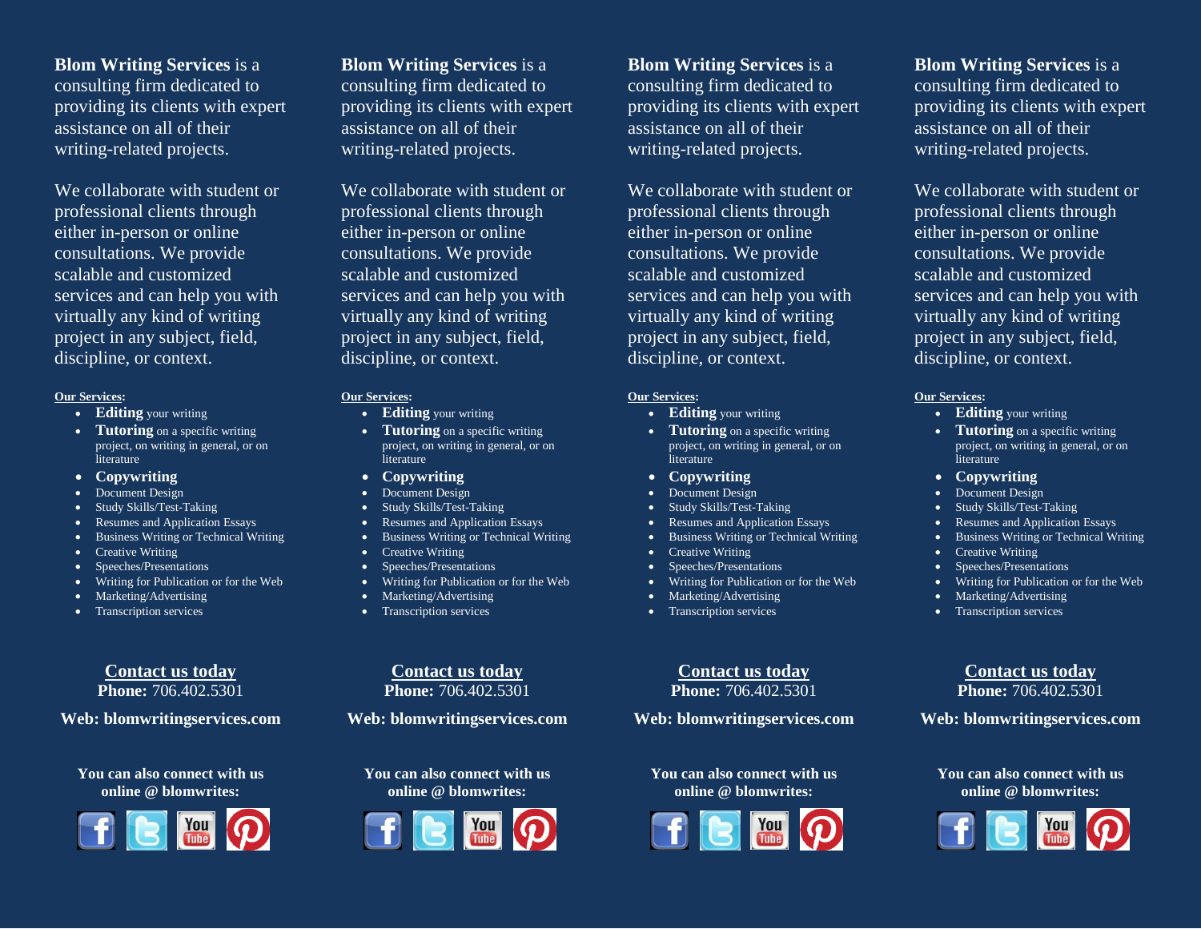**Blom Writing Services** is a consulting firm dedicated to providing its clients with expert assistance on all of their writing-related projects.

We collaborate with student or professional clients through either in-person or online consultations. We provide scalable and customized services and can help you with virtually any kind of writing project in any subject, field, discipline, or context.

**Our Services:**

- **Editing** your writing
- **Tutoring** on a specific writing project, on writing in general, or on literature
- **Copywriting**
- Document Design
- Study Skills/Test-Taking
- Resumes and Application Essays
- Business Writing or Technical Writing
- Creative Writing
- Speeches/Presentations
- Writing for Publication or for the Web
- Marketing/Advertising
- Transcription services

**Contact us today**
**Phone:** 706.402.5301

**Web: blomwritingservices.com**

**You can also connect with us online @ blomwrites:**

**Blom Writing Services** is a consulting firm dedicated to providing its clients with expert assistance on all of their writing-related projects.

We collaborate with student or professional clients through either in-person or online consultations. We provide scalable and customized services and can help you with virtually any kind of writing project in any subject, field, discipline, or context.

**Our Services:**

- **Editing** your writing
- **Tutoring** on a specific writing project, on writing in general, or on literature
- **Copywriting**
- Document Design
- Study Skills/Test-Taking
- Resumes and Application Essays
- Business Writing or Technical Writing
- Creative Writing
- Speeches/Presentations
- Writing for Publication or for the Web
- Marketing/Advertising
- Transcription services

**Contact us today**
**Phone:** 706.402.5301

**Web: blomwritingservices.com**

**You can also connect with us online @ blomwrites:**

**Blom Writing Services** is a consulting firm dedicated to providing its clients with expert assistance on all of their writing-related projects.

We collaborate with student or professional clients through either in-person or online consultations. We provide scalable and customized services and can help you with virtually any kind of writing project in any subject, field, discipline, or context.

**Our Services:**

- **Editing** your writing
- **Tutoring** on a specific writing project, on writing in general, or on literature
- **Copywriting**
- Document Design
- Study Skills/Test-Taking
- Resumes and Application Essays
- Business Writing or Technical Writing
- Creative Writing
- Speeches/Presentations
- Writing for Publication or for the Web
- Marketing/Advertising
- Transcription services

**Contact us today**
**Phone:** 706.402.5301

**Web: blomwritingservices.com**

**You can also connect with us online @ blomwrites:**

**Blom Writing Services** is a consulting firm dedicated to providing its clients with expert assistance on all of their writing-related projects.

We collaborate with student or professional clients through either in-person or online consultations. We provide scalable and customized services and can help you with virtually any kind of writing project in any subject, field, discipline, or context.

**Our Services:**

- **Editing** your writing
- **Tutoring** on a specific writing project, on writing in general, or on literature
- **Copywriting**
- Document Design
- Study Skills/Test-Taking
- Resumes and Application Essays
- Business Writing or Technical Writing
- Creative Writing
- Speeches/Presentations
- Writing for Publication or for the Web
- Marketing/Advertising
- Transcription services

**Contact us today**
**Phone:** 706.402.5301

**Web: blomwritingservices.com**

**You can also connect with us online @ blomwrites:**